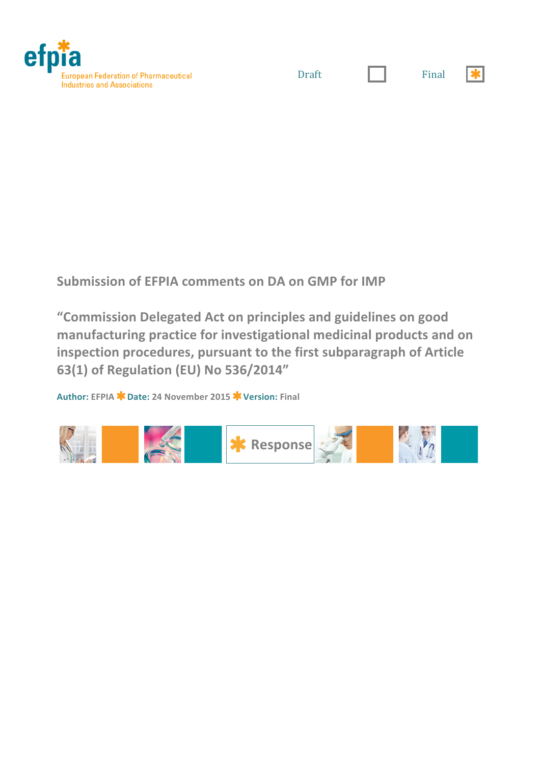efpia

European Federation of Pharmaceutical Industries and Associations

Draft ☐ Final ☒

# Submission of EFPIA comments on DA on GMP for IMP

## "Commission Delegated Act on principles and guidelines on good manufacturing practice for investigational medicinal products and on inspection procedures, pursuant to the first subparagraph of Article 63(1) of Regulation (EU) No 536/2014"

**Author:** EFPIA * **Date:** 24 November 2015 * **Version:** Final

* Response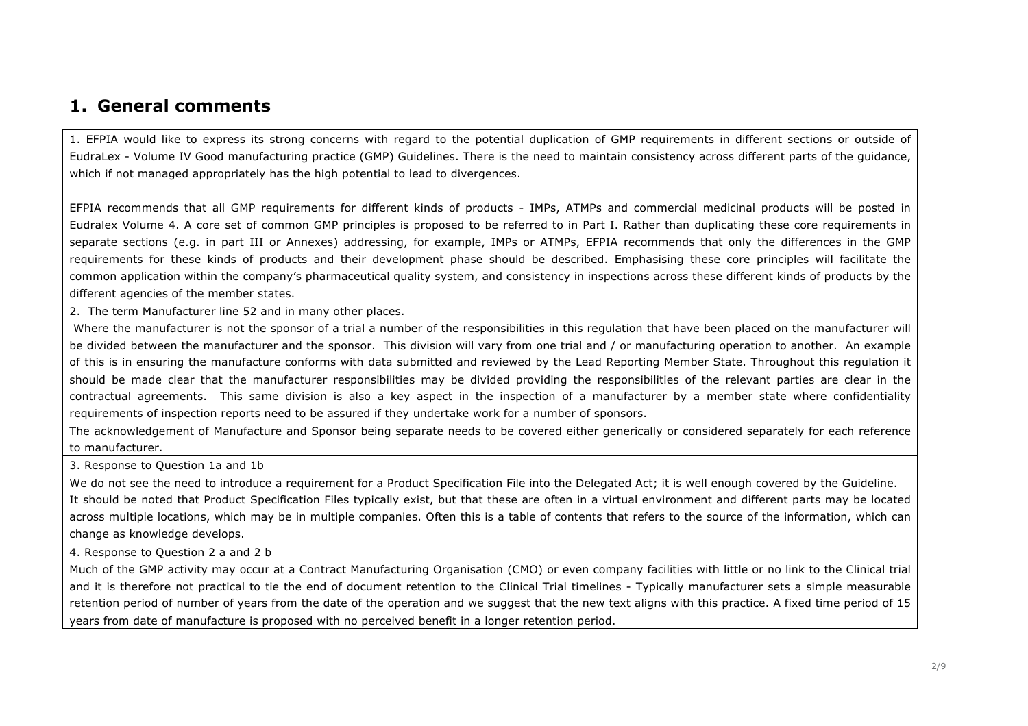# 1. General comments

1. EFPIA would like to express its strong concerns with regard to the potential duplication of GMP requirements in different sections or outside of EudraLex - Volume IV Good manufacturing practice (GMP) Guidelines. There is the need to maintain consistency across different parts of the guidance, which if not managed appropriately has the high potential to lead to divergences.

EFPIA recommends that all GMP requirements for different kinds of products - IMPs, ATMPs and commercial medicinal products will be posted in Eudralex Volume 4. A core set of common GMP principles is proposed to be referred to in Part I. Rather than duplicating these core requirements in separate sections (e.g. in part III or Annexes) addressing, for example, IMPs or ATMPs, EFPIA recommends that only the differences in the GMP requirements for these kinds of products and their development phase should be described. Emphasising these core principles will facilitate the common application within the company's pharmaceutical quality system, and consistency in inspections across these different kinds of products by the different agencies of the member states.

2. The term Manufacturer line 52 and in many other places.

Where the manufacturer is not the sponsor of a trial a number of the responsibilities in this regulation that have been placed on the manufacturer will be divided between the manufacturer and the sponsor. This division will vary from one trial and / or manufacturing operation to another. An example of this is in ensuring the manufacture conforms with data submitted and reviewed by the Lead Reporting Member State. Throughout this regulation it should be made clear that the manufacturer responsibilities may be divided providing the responsibilities of the relevant parties are clear in the contractual agreements. This same division is also a key aspect in the inspection of a manufacturer by a member state where confidentiality requirements of inspection reports need to be assured if they undertake work for a number of sponsors.

The acknowledgement of Manufacture and Sponsor being separate needs to be covered either generically or considered separately for each reference to manufacturer.

3. Response to Question 1a and 1b

We do not see the need to introduce a requirement for a Product Specification File into the Delegated Act; it is well enough covered by the Guideline.

It should be noted that Product Specification Files typically exist, but that these are often in a virtual environment and different parts may be located across multiple locations, which may be in multiple companies. Often this is a table of contents that refers to the source of the information, which can change as knowledge develops.

4. Response to Question 2 a and 2 b

Much of the GMP activity may occur at a Contract Manufacturing Organisation (CMO) or even company facilities with little or no link to the Clinical trial and it is therefore not practical to tie the end of document retention to the Clinical Trial timelines - Typically manufacturer sets a simple measurable retention period of number of years from the date of the operation and we suggest that the new text aligns with this practice. A fixed time period of 15 years from date of manufacture is proposed with no perceived benefit in a longer retention period.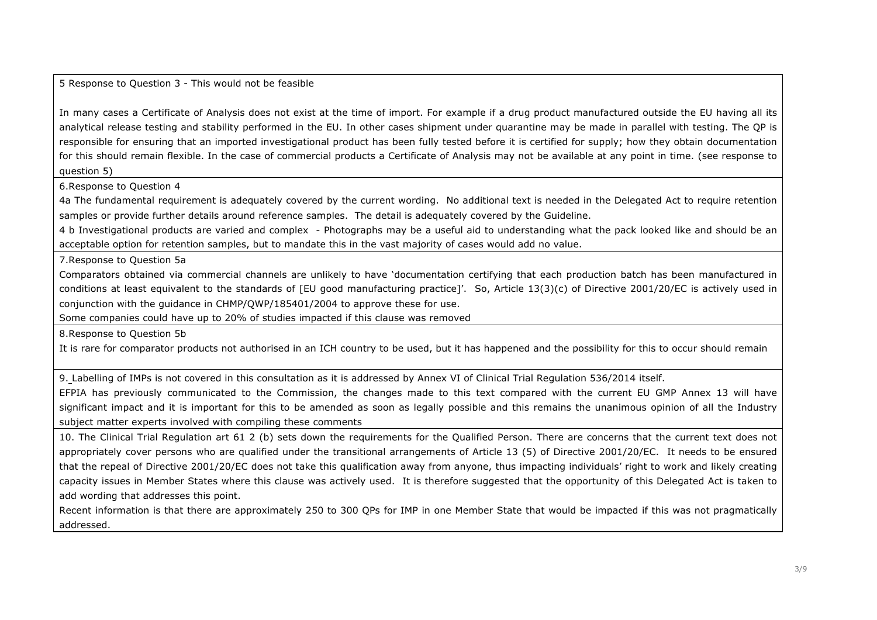| |
|---|
| 5 Response to Question 3 - This would not be feasible<br><br>In many cases a Certificate of Analysis does not exist at the time of import. For example if a drug product manufactured outside the EU having all its analytical release testing and stability performed in the EU. In other cases shipment under quarantine may be made in parallel with testing. The QP is responsible for ensuring that an imported investigational product has been fully tested before it is certified for supply; how they obtain documentation for this should remain flexible. In the case of commercial products a Certificate of Analysis may not be available at any point in time. (see response to question 5) |
| 6.Response to Question 4<br>4a The fundamental requirement is adequately covered by the current wording. No additional text is needed in the Delegated Act to require retention samples or provide further details around reference samples. The detail is adequately covered by the Guideline.<br>4 b Investigational products are varied and complex - Photographs may be a useful aid to understanding what the pack looked like and should be an acceptable option for retention samples, but to mandate this in the vast majority of cases would add no value. |
| 7.Response to Question 5a<br>Comparators obtained via commercial channels are unlikely to have 'documentation certifying that each production batch has been manufactured in conditions at least equivalent to the standards of [EU good manufacturing practice]'. So, Article 13(3)(c) of Directive 2001/20/EC is actively used in conjunction with the guidance in CHMP/QWP/185401/2004 to approve these for use.<br>Some companies could have up to 20% of studies impacted if this clause was removed |
| 8.Response to Question 5b<br>It is rare for comparator products not authorised in an ICH country to be used, but it has happened and the possibility for this to occur should remain |
| 9. Labelling of IMPs is not covered in this consultation as it is addressed by Annex VI of Clinical Trial Regulation 536/2014 itself.<br>EFPIA has previously communicated to the Commission, the changes made to this text compared with the current EU GMP Annex 13 will have significant impact and it is important for this to be amended as soon as legally possible and this remains the unanimous opinion of all the Industry subject matter experts involved with compiling these comments |
| 10. The Clinical Trial Regulation art 61 2 (b) sets down the requirements for the Qualified Person. There are concerns that the current text does not appropriately cover persons who are qualified under the transitional arrangements of Article 13 (5) of Directive 2001/20/EC. It needs to be ensured that the repeal of Directive 2001/20/EC does not take this qualification away from anyone, thus impacting individuals' right to work and likely creating capacity issues in Member States where this clause was actively used. It is therefore suggested that the opportunity of this Delegated Act is taken to add wording that addresses this point.<br>Recent information is that there are approximately 250 to 300 QPs for IMP in one Member State that would be impacted if this was not pragmatically addressed. |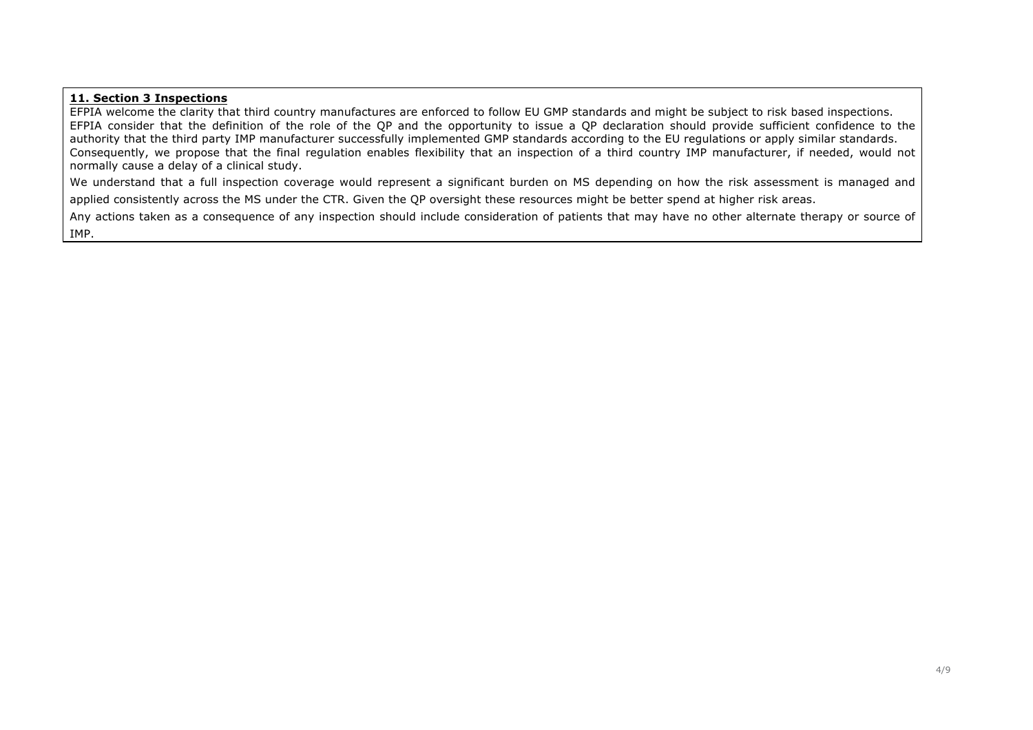**11. Section 3 Inspections**

EFPIA welcome the clarity that third country manufactures are enforced to follow EU GMP standards and might be subject to risk based inspections.
EFPIA consider that the definition of the role of the QP and the opportunity to issue a QP declaration should provide sufficient confidence to the authority that the third party IMP manufacturer successfully implemented GMP standards according to the EU regulations or apply similar standards.
Consequently, we propose that the final regulation enables flexibility that an inspection of a third country IMP manufacturer, if needed, would not normally cause a delay of a clinical study.

We understand that a full inspection coverage would represent a significant burden on MS depending on how the risk assessment is managed and applied consistently across the MS under the CTR. Given the QP oversight these resources might be better spend at higher risk areas.

Any actions taken as a consequence of any inspection should include consideration of patients that may have no other alternate therapy or source of IMP.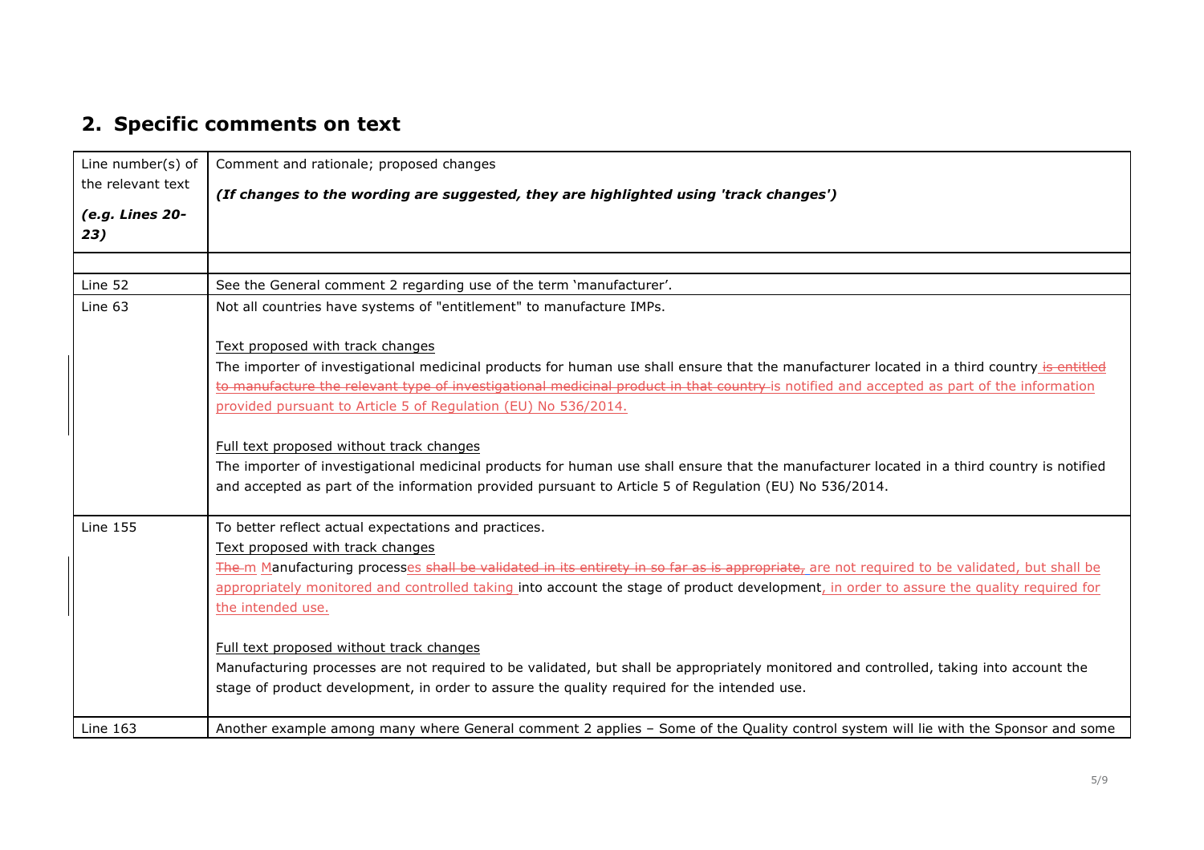## 2. Specific comments on text

| Line number(s) of the relevant text<br>*(e.g. Lines 20-23)* | Comment and rationale; proposed changes<br>***(If changes to the wording are suggested, they are highlighted using 'track changes')*** |
|---|---|
| | |
| Line 52 | See the General comment 2 regarding use of the term 'manufacturer'. |
| Line 63 | Not all countries have systems of "entitlement" to manufacture IMPs.<br><br>Text proposed with track changes<br>The importer of investigational medicinal products for human use shall ensure that the manufacturer located in a third country ~~is entitled to manufacture the relevant type of investigational medicinal product in that country~~ is notified and accepted as part of the information provided pursuant to Article 5 of Regulation (EU) No 536/2014.<br><br>Full text proposed without track changes<br>The importer of investigational medicinal products for human use shall ensure that the manufacturer located in a third country is notified and accepted as part of the information provided pursuant to Article 5 of Regulation (EU) No 536/2014. |
| Line 155 | To better reflect actual expectations and practices.<br>Text proposed with track changes<br>~~The m~~ Manufacturing processes ~~shall be validated in its entirety in so far as is appropriate,~~ are not required to be validated, but shall be appropriately monitored and controlled taking into account the stage of product development, in order to assure the quality required for the intended use.<br><br>Full text proposed without track changes<br>Manufacturing processes are not required to be validated, but shall be appropriately monitored and controlled, taking into account the stage of product development, in order to assure the quality required for the intended use. |
| Line 163 | Another example among many where General comment 2 applies – Some of the Quality control system will lie with the Sponsor and some |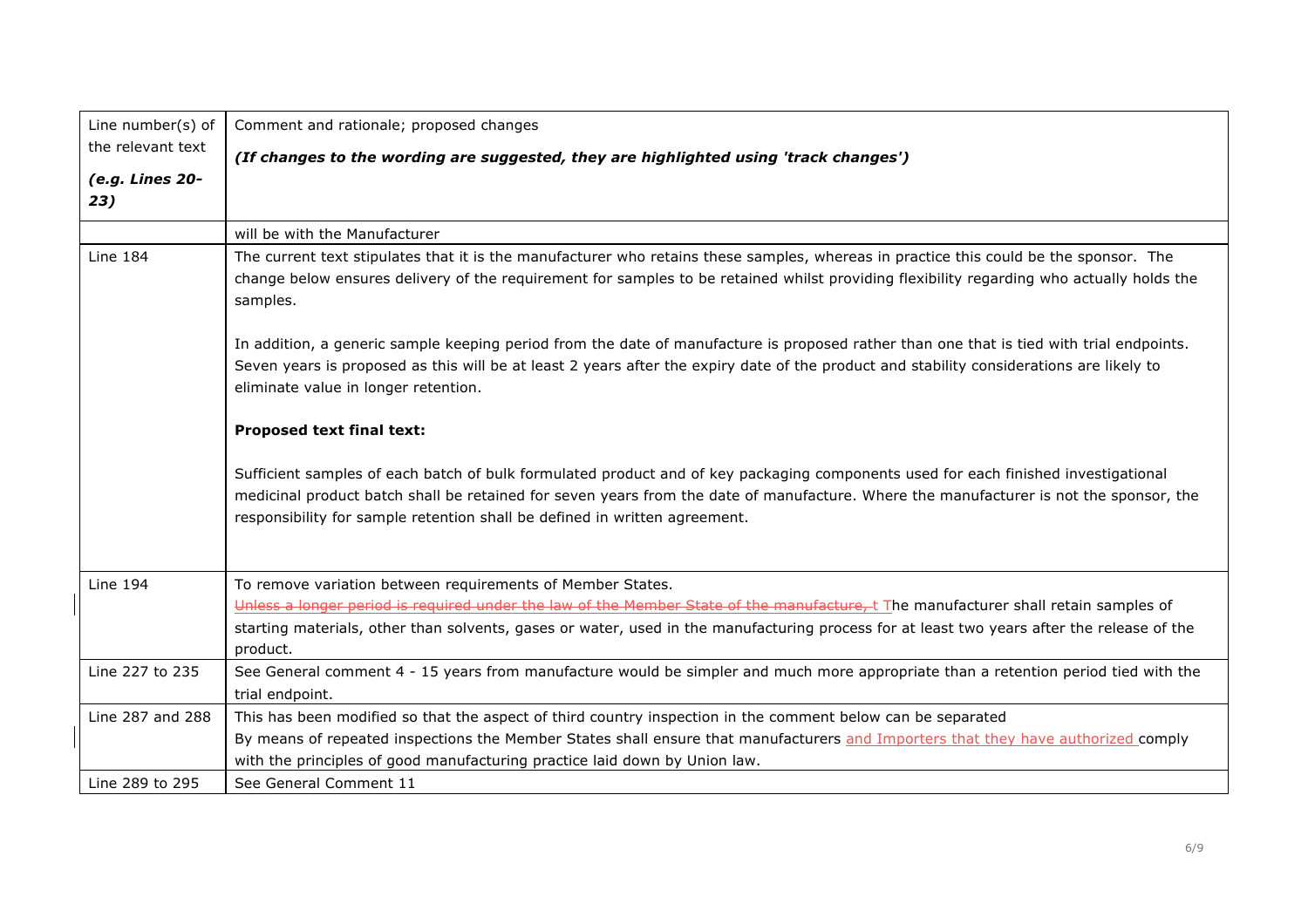| Line number(s) of the relevant text *(e.g. Lines 20-23)* | Comment and rationale; proposed changes ***(If changes to the wording are suggested, they are highlighted using 'track changes')*** |
|---|---|
| | will be with the Manufacturer |
| Line 184 | The current text stipulates that it is the manufacturer who retains these samples, whereas in practice this could be the sponsor. The change below ensures delivery of the requirement for samples to be retained whilst providing flexibility regarding who actually holds the samples.<br><br>In addition, a generic sample keeping period from the date of manufacture is proposed rather than one that is tied with trial endpoints. Seven years is proposed as this will be at least 2 years after the expiry date of the product and stability considerations are likely to eliminate value in longer retention.<br><br>**Proposed text final text:**<br><br>Sufficient samples of each batch of bulk formulated product and of key packaging components used for each finished investigational medicinal product batch shall be retained for seven years from the date of manufacture. Where the manufacturer is not the sponsor, the responsibility for sample retention shall be defined in written agreement. |
| Line 194 | To remove variation between requirements of Member States.<br>~~Unless a longer period is required under the law of the Member State of the manufacture, t~~ The manufacturer shall retain samples of starting materials, other than solvents, gases or water, used in the manufacturing process for at least two years after the release of the product. |
| Line 227 to 235 | See General comment 4 - 15 years from manufacture would be simpler and much more appropriate than a retention period tied with the trial endpoint. |
| Line 287 and 288 | This has been modified so that the aspect of third country inspection in the comment below can be separated<br>By means of repeated inspections the Member States shall ensure that manufacturers <u>and Importers that they have authorized</u> comply with the principles of good manufacturing practice laid down by Union law. |
| Line 289 to 295 | See General Comment 11 |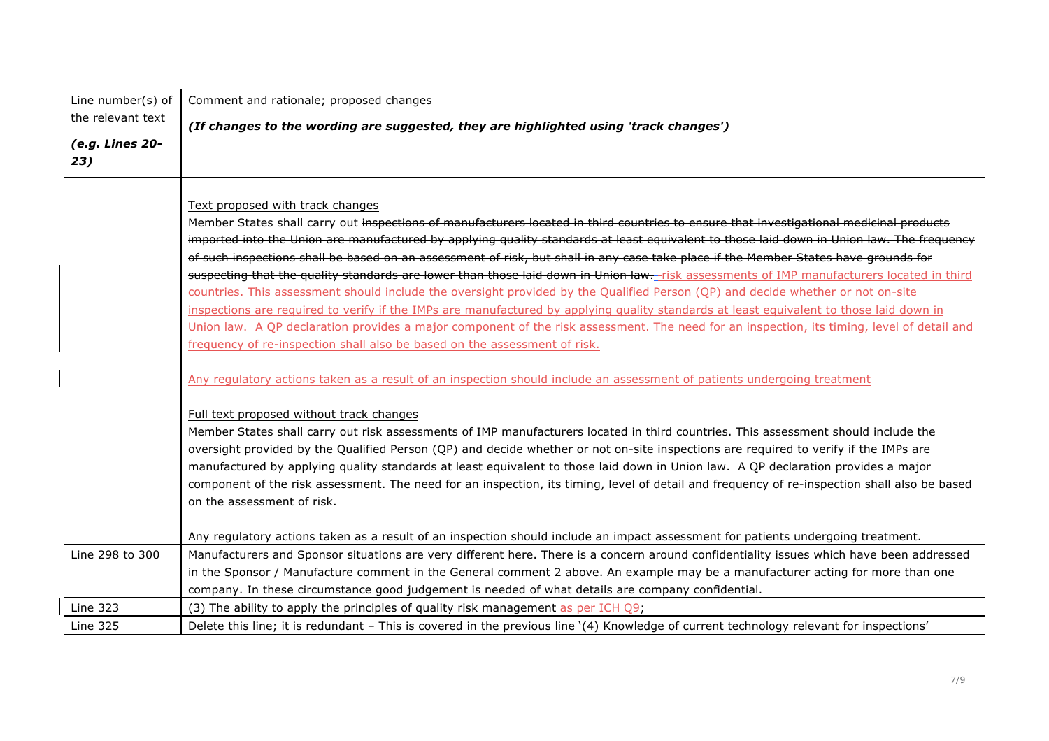| Line number(s) of the relevant text *(e.g. Lines 20-23)* | Comment and rationale; proposed changes ***(If changes to the wording are suggested, they are highlighted using 'track changes')*** |
|---|---|
| | Text proposed with track changes<br>Member States shall carry out ~~inspections of manufacturers located in third countries to ensure that investigational medicinal products imported into the Union are manufactured by applying quality standards at least equivalent to those laid down in Union law. The frequency of such inspections shall be based on an assessment of risk, but shall in any case take place if the Member States have grounds for suspecting that the quality standards are lower than those laid down in Union law.~~ risk assessments of IMP manufacturers located in third countries. This assessment should include the oversight provided by the Qualified Person (QP) and decide whether or not on-site inspections are required to verify if the IMPs are manufactured by applying quality standards at least equivalent to those laid down in Union law. A QP declaration provides a major component of the risk assessment. The need for an inspection, its timing, level of detail and frequency of re-inspection shall also be based on the assessment of risk.<br><br>Any regulatory actions taken as a result of an inspection should include an assessment of patients undergoing treatment<br><br>Full text proposed without track changes<br>Member States shall carry out risk assessments of IMP manufacturers located in third countries. This assessment should include the oversight provided by the Qualified Person (QP) and decide whether or not on-site inspections are required to verify if the IMPs are manufactured by applying quality standards at least equivalent to those laid down in Union law. A QP declaration provides a major component of the risk assessment. The need for an inspection, its timing, level of detail and frequency of re-inspection shall also be based on the assessment of risk.<br><br>Any regulatory actions taken as a result of an inspection should include an impact assessment for patients undergoing treatment. |
| Line 298 to 300 | Manufacturers and Sponsor situations are very different here. There is a concern around confidentiality issues which have been addressed in the Sponsor / Manufacture comment in the General comment 2 above. An example may be a manufacturer acting for more than one company. In these circumstance good judgement is needed of what details are company confidential. |
| Line 323 | (3) The ability to apply the principles of quality risk management as per ICH Q9; |
| Line 325 | Delete this line; it is redundant – This is covered in the previous line '(4) Knowledge of current technology relevant for inspections' |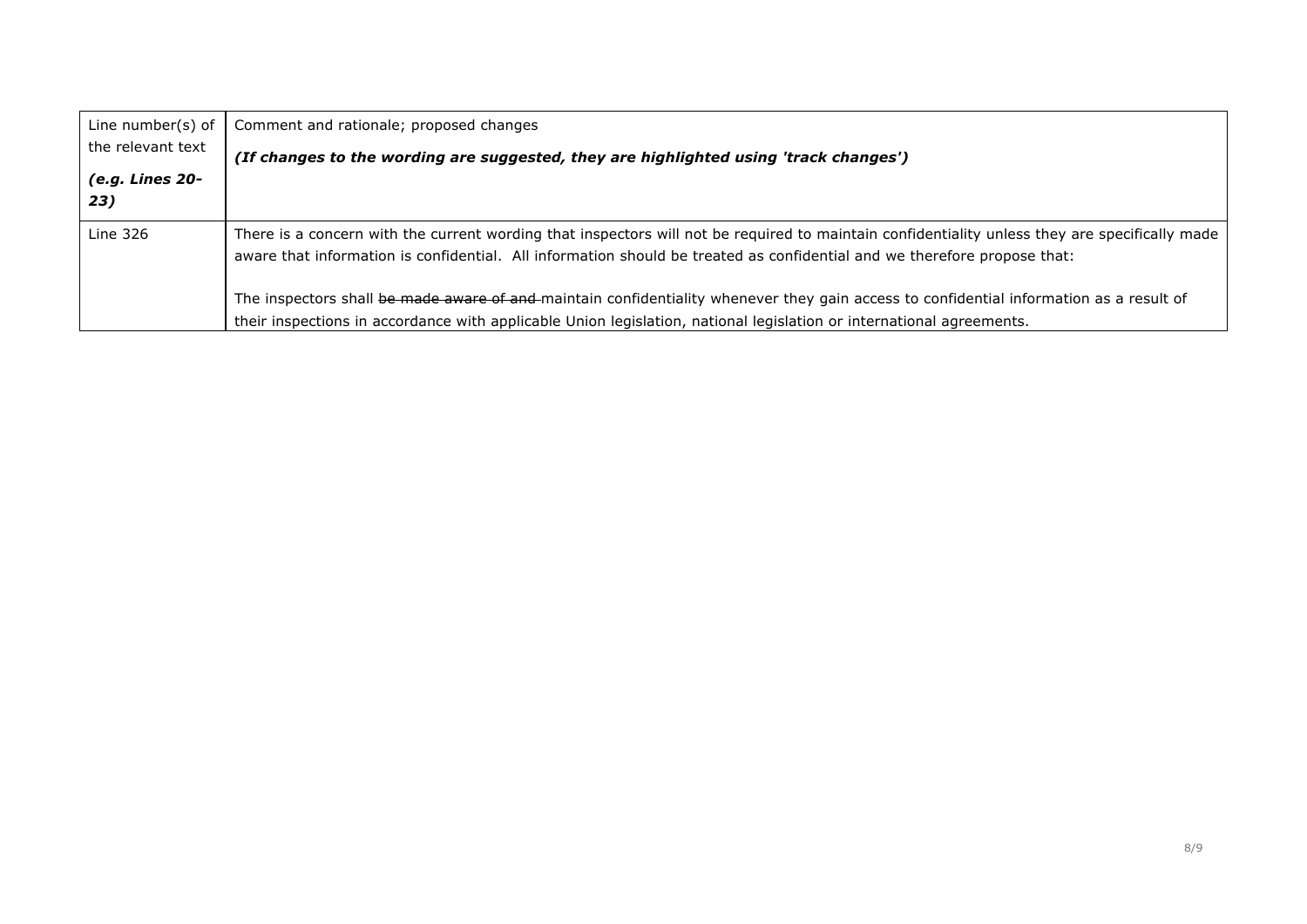| Line number(s) of the relevant text *(e.g. Lines 20-23)* | Comment and rationale; proposed changes ***(If changes to the wording are suggested, they are highlighted using 'track changes')*** |
|---|---|
| Line 326 | There is a concern with the current wording that inspectors will not be required to maintain confidentiality unless they are specifically made aware that information is confidential. All information should be treated as confidential and we therefore propose that:<br><br>The inspectors shall ~~be made aware of and~~ maintain confidentiality whenever they gain access to confidential information as a result of their inspections in accordance with applicable Union legislation, national legislation or international agreements. |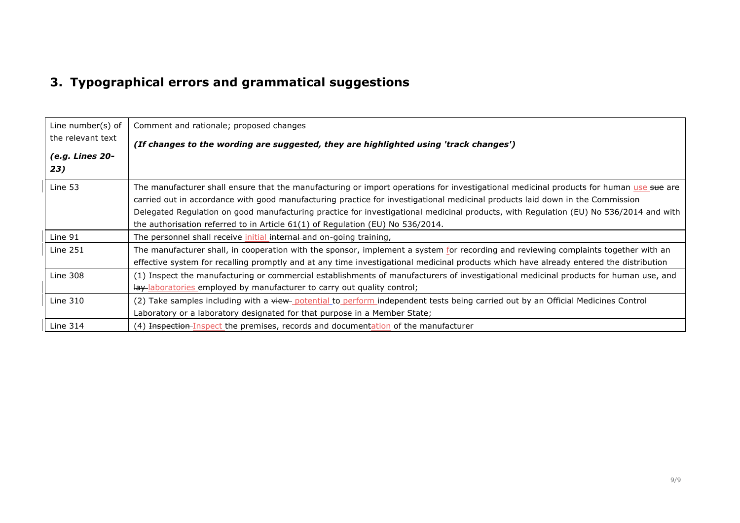## 3. Typographical errors and grammatical suggestions

| Line number(s) of the relevant text<br>*(e.g. Lines 20-23)* | Comment and rationale; proposed changes<br>***(If changes to the wording are suggested, they are highlighted using 'track changes')*** |
|---|---|
| Line 53 | The manufacturer shall ensure that the manufacturing or import operations for investigational medicinal products for human use ~~sue~~ are carried out in accordance with good manufacturing practice for investigational medicinal products laid down in the Commission Delegated Regulation on good manufacturing practice for investigational medicinal products, with Regulation (EU) No 536/2014 and with the authorisation referred to in Article 61(1) of Regulation (EU) No 536/2014. |
| Line 91 | The personnel shall receive initial ~~internal~~ and on-going training, |
| Line 251 | The manufacturer shall, in cooperation with the sponsor, implement a system for recording and reviewing complaints together with an effective system for recalling promptly and at any time investigational medicinal products which have already entered the distribution |
| Line 308 | (1) Inspect the manufacturing or commercial establishments of manufacturers of investigational medicinal products for human use, and ~~lay~~ laboratories employed by manufacturer to carry out quality control; |
| Line 310 | (2) Take samples including with a ~~view~~ potential to perform independent tests being carried out by an Official Medicines Control Laboratory or a laboratory designated for that purpose in a Member State; |
| Line 314 | (4) ~~Inspection~~ Inspect the premises, records and documentation of the manufacturer |